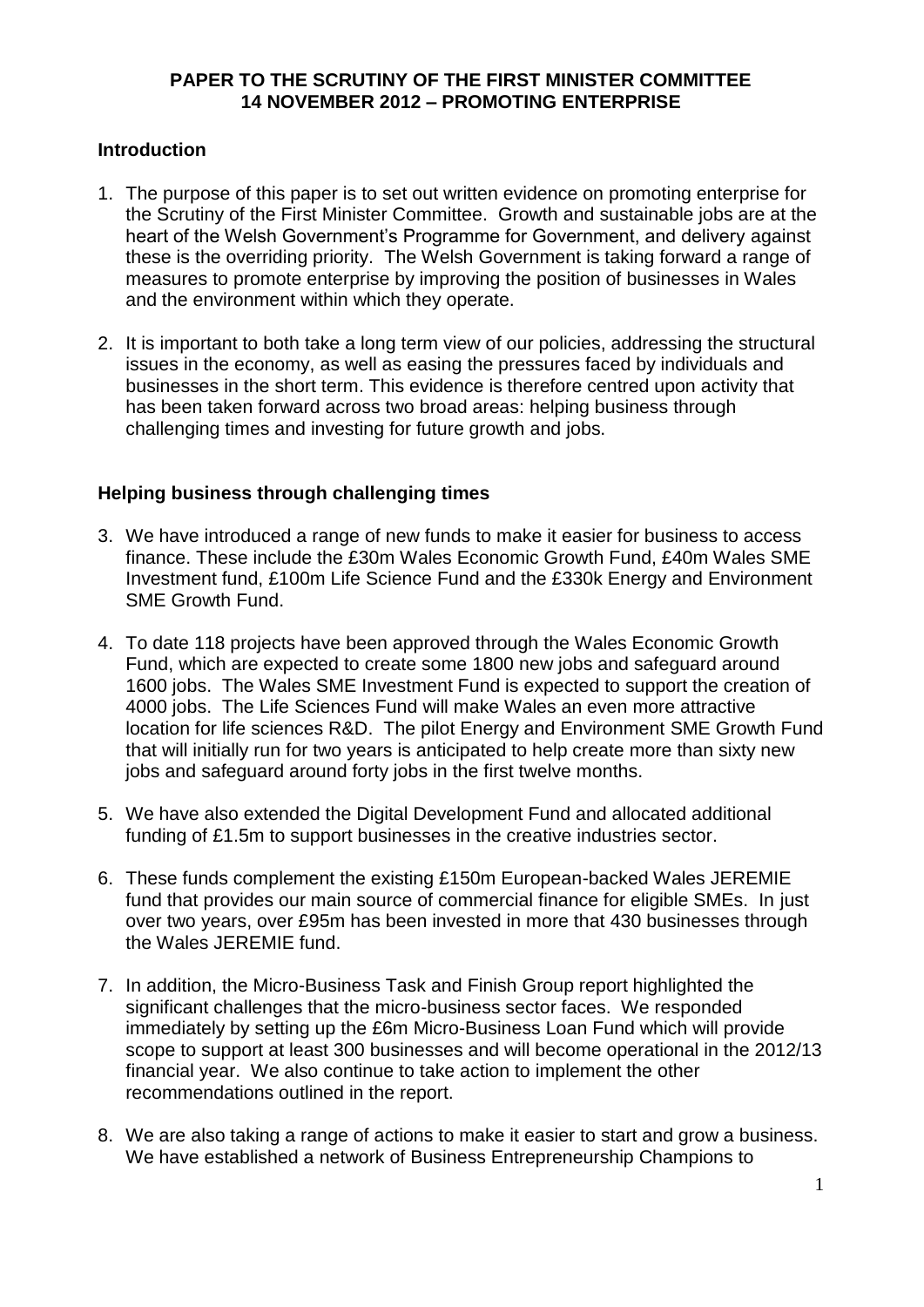**PAPER TO THE SCRUTINY OF THE FIRST MINISTER COMMITTEE**
**14 NOVEMBER 2012 – PROMOTING ENTERPRISE**

## Introduction

1. The purpose of this paper is to set out written evidence on promoting enterprise for the Scrutiny of the First Minister Committee. Growth and sustainable jobs are at the heart of the Welsh Government's Programme for Government, and delivery against these is the overriding priority. The Welsh Government is taking forward a range of measures to promote enterprise by improving the position of businesses in Wales and the environment within which they operate.

2. It is important to both take a long term view of our policies, addressing the structural issues in the economy, as well as easing the pressures faced by individuals and businesses in the short term. This evidence is therefore centred upon activity that has been taken forward across two broad areas: helping business through challenging times and investing for future growth and jobs.

## Helping business through challenging times

3. We have introduced a range of new funds to make it easier for business to access finance. These include the £30m Wales Economic Growth Fund, £40m Wales SME Investment fund, £100m Life Science Fund and the £330k Energy and Environment SME Growth Fund.

4. To date 118 projects have been approved through the Wales Economic Growth Fund, which are expected to create some 1800 new jobs and safeguard around 1600 jobs. The Wales SME Investment Fund is expected to support the creation of 4000 jobs. The Life Sciences Fund will make Wales an even more attractive location for life sciences R&D. The pilot Energy and Environment SME Growth Fund that will initially run for two years is anticipated to help create more than sixty new jobs and safeguard around forty jobs in the first twelve months.

5. We have also extended the Digital Development Fund and allocated additional funding of £1.5m to support businesses in the creative industries sector.

6. These funds complement the existing £150m European-backed Wales JEREMIE fund that provides our main source of commercial finance for eligible SMEs. In just over two years, over £95m has been invested in more that 430 businesses through the Wales JEREMIE fund.

7. In addition, the Micro-Business Task and Finish Group report highlighted the significant challenges that the micro-business sector faces. We responded immediately by setting up the £6m Micro-Business Loan Fund which will provide scope to support at least 300 businesses and will become operational in the 2012/13 financial year. We also continue to take action to implement the other recommendations outlined in the report.

8. We are also taking a range of actions to make it easier to start and grow a business. We have established a network of Business Entrepreneurship Champions to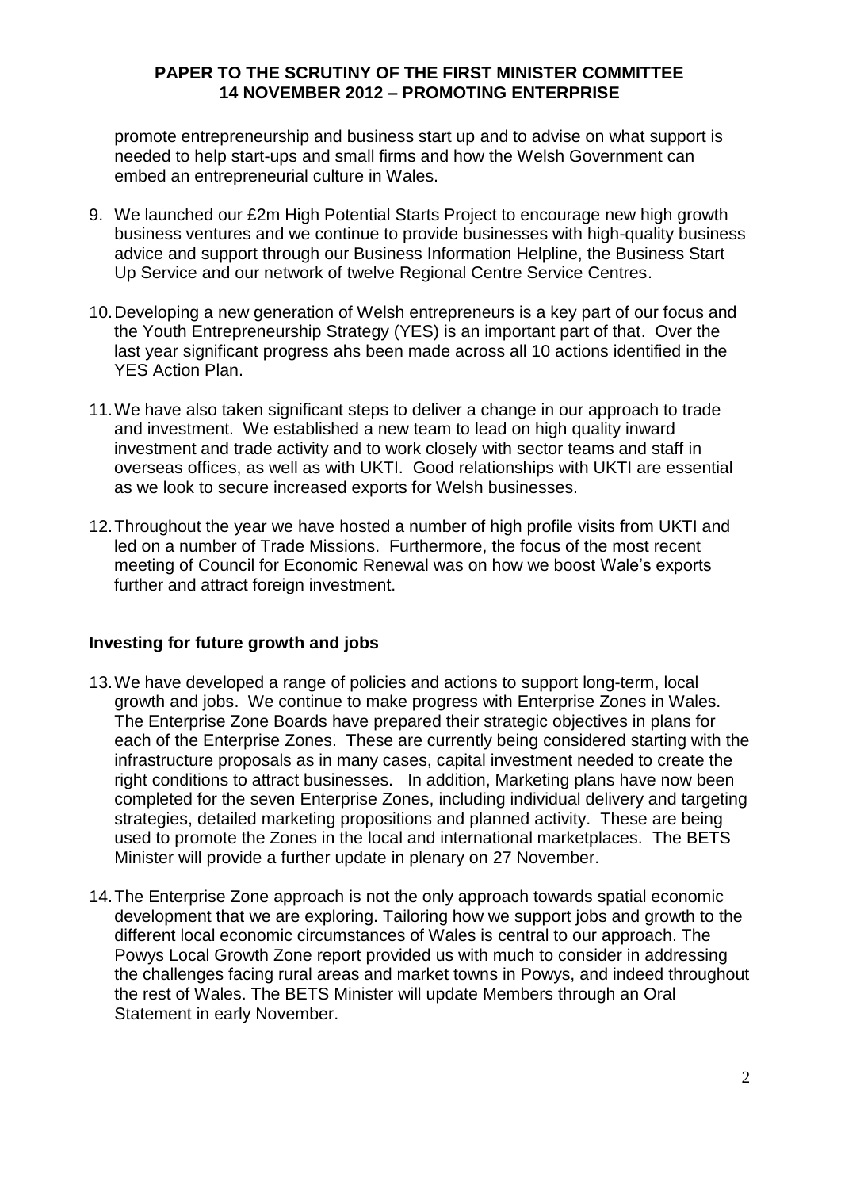promote entrepreneurship and business start up and to advise on what support is needed to help start-ups and small firms and how the Welsh Government can embed an entrepreneurial culture in Wales.

9. We launched our £2m High Potential Starts Project to encourage new high growth business ventures and we continue to provide businesses with high-quality business advice and support through our Business Information Helpline, the Business Start Up Service and our network of twelve Regional Centre Service Centres.

10. Developing a new generation of Welsh entrepreneurs is a key part of our focus and the Youth Entrepreneurship Strategy (YES) is an important part of that. Over the last year significant progress ahs been made across all 10 actions identified in the YES Action Plan.

11. We have also taken significant steps to deliver a change in our approach to trade and investment. We established a new team to lead on high quality inward investment and trade activity and to work closely with sector teams and staff in overseas offices, as well as with UKTI. Good relationships with UKTI are essential as we look to secure increased exports for Welsh businesses.

12. Throughout the year we have hosted a number of high profile visits from UKTI and led on a number of Trade Missions. Furthermore, the focus of the most recent meeting of Council for Economic Renewal was on how we boost Wale's exports further and attract foreign investment.

## Investing for future growth and jobs

13. We have developed a range of policies and actions to support long-term, local growth and jobs. We continue to make progress with Enterprise Zones in Wales. The Enterprise Zone Boards have prepared their strategic objectives in plans for each of the Enterprise Zones. These are currently being considered starting with the infrastructure proposals as in many cases, capital investment needed to create the right conditions to attract businesses. In addition, Marketing plans have now been completed for the seven Enterprise Zones, including individual delivery and targeting strategies, detailed marketing propositions and planned activity. These are being used to promote the Zones in the local and international marketplaces. The BETS Minister will provide a further update in plenary on 27 November.

14. The Enterprise Zone approach is not the only approach towards spatial economic development that we are exploring. Tailoring how we support jobs and growth to the different local economic circumstances of Wales is central to our approach. The Powys Local Growth Zone report provided us with much to consider in addressing the challenges facing rural areas and market towns in Powys, and indeed throughout the rest of Wales. The BETS Minister will update Members through an Oral Statement in early November.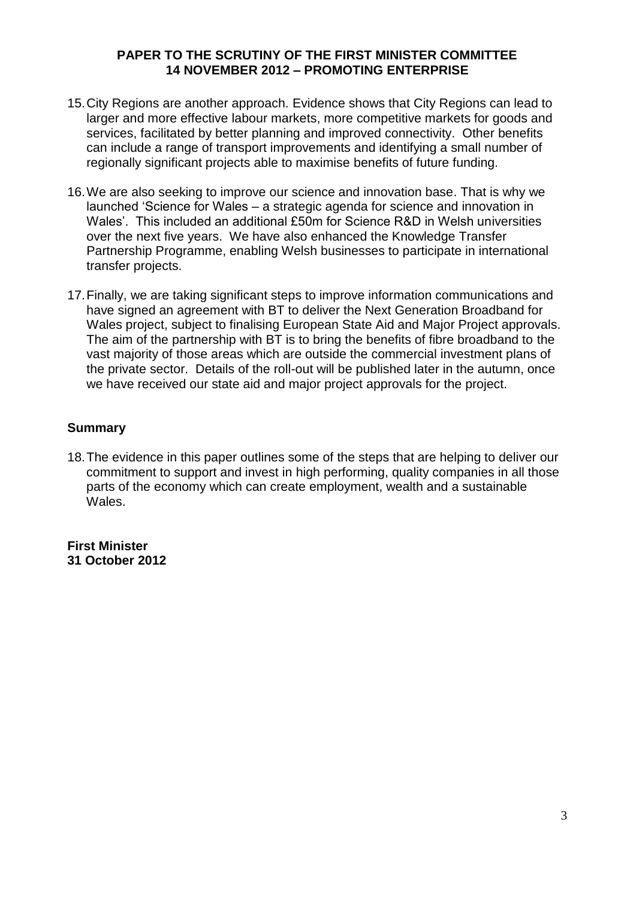15. City Regions are another approach. Evidence shows that City Regions can lead to larger and more effective labour markets, more competitive markets for goods and services, facilitated by better planning and improved connectivity. Other benefits can include a range of transport improvements and identifying a small number of regionally significant projects able to maximise benefits of future funding.

16. We are also seeking to improve our science and innovation base. That is why we launched 'Science for Wales – a strategic agenda for science and innovation in Wales'. This included an additional £50m for Science R&D in Welsh universities over the next five years. We have also enhanced the Knowledge Transfer Partnership Programme, enabling Welsh businesses to participate in international transfer projects.

17. Finally, we are taking significant steps to improve information communications and have signed an agreement with BT to deliver the Next Generation Broadband for Wales project, subject to finalising European State Aid and Major Project approvals. The aim of the partnership with BT is to bring the benefits of fibre broadband to the vast majority of those areas which are outside the commercial investment plans of the private sector. Details of the roll-out will be published later in the autumn, once we have received our state aid and major project approvals for the project.

## Summary

18. The evidence in this paper outlines some of the steps that are helping to deliver our commitment to support and invest in high performing, quality companies in all those parts of the economy which can create employment, wealth and a sustainable Wales.

**First Minister**
**31 October 2012**